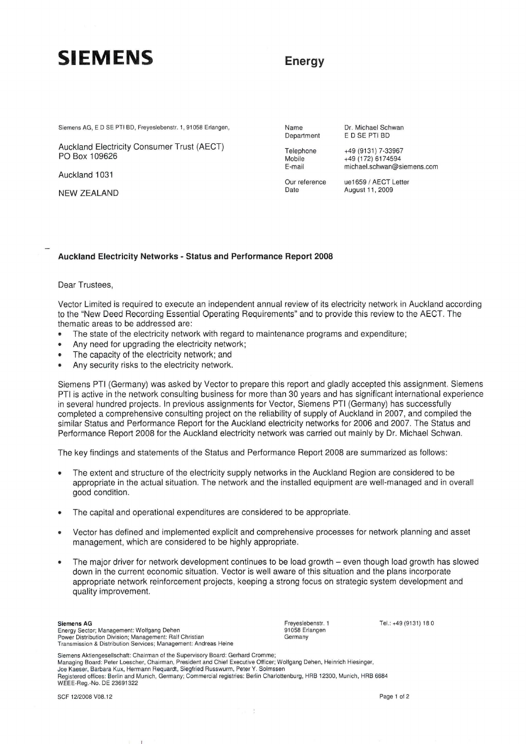**SIEMENS** **Energy**

Siemens AG, E D SE PTI BD, Freyeslebenstr. 1, 91058 Erlangen,

Auckland Electricity Consumer Trust (AECT)
PO Box 109626

Auckland 1031

NEW ZEALAND

| | |
|---|---|
| Name | Dr. Michael Schwan |
| Department | E D SE PTI BD |
| Telephone | +49 (9131) 7-33967 |
| Mobile | +49 (172) 6174594 |
| E-mail | michael.schwan@siemens.com |
| Our reference | ue1659 / AECT Letter |
| Date | August 11, 2009 |

**Auckland Electricity Networks - Status and Performance Report 2008**

Dear Trustees,

Vector Limited is required to execute an independent annual review of its electricity network in Auckland according to the "New Deed Recording Essential Operating Requirements" and to provide this review to the AECT. The thematic areas to be addressed are:

- The state of the electricity network with regard to maintenance programs and expenditure;
- Any need for upgrading the electricity network;
- The capacity of the electricity network; and
- Any security risks to the electricity network.

Siemens PTI (Germany) was asked by Vector to prepare this report and gladly accepted this assignment. Siemens PTI is active in the network consulting business for more than 30 years and has significant international experience in several hundred projects. In previous assignments for Vector, Siemens PTI (Germany) has successfully completed a comprehensive consulting project on the reliability of supply of Auckland in 2007, and compiled the similar Status and Performance Report for the Auckland electricity networks for 2006 and 2007. The Status and Performance Report 2008 for the Auckland electricity network was carried out mainly by Dr. Michael Schwan.

The key findings and statements of the Status and Performance Report 2008 are summarized as follows:

- The extent and structure of the electricity supply networks in the Auckland Region are considered to be appropriate in the actual situation. The network and the installed equipment are well-managed and in overall good condition.

- The capital and operational expenditures are considered to be appropriate.

- Vector has defined and implemented explicit and comprehensive processes for network planning and asset management, which are considered to be highly appropriate.

- The major driver for network development continues to be load growth – even though load growth has slowed down in the current economic situation. Vector is well aware of this situation and the plans incorporate appropriate network reinforcement projects, keeping a strong focus on strategic system development and quality improvement.

**Siemens AG**
Energy Sector; Management: Wolfgang Dehen
Power Distribution Division; Management: Ralf Christian
Transmission & Distribution Services; Management: Andreas Heine

Freyeslebenstr. 1
91058 Erlangen
Germany

Tel.: +49 (9131) 18 0

Siemens Aktiengesellschaft: Chairman of the Supervisory Board: Gerhard Cromme;
Managing Board: Peter Loescher, Chairman, President and Chief Executive Officer; Wolfgang Dehen, Heinrich Hiesinger, Joe Kaeser, Barbara Kux, Hermann Requardt, Siegfried Russwurm, Peter Y. Solmssen
Registered offices: Berlin and Munich, Germany; Commercial registries: Berlin Charlottenburg, HRB 12300, Munich, HRB 6684
WEEE-Reg.-No. DE 23691322

SCF 12/2008 V08.12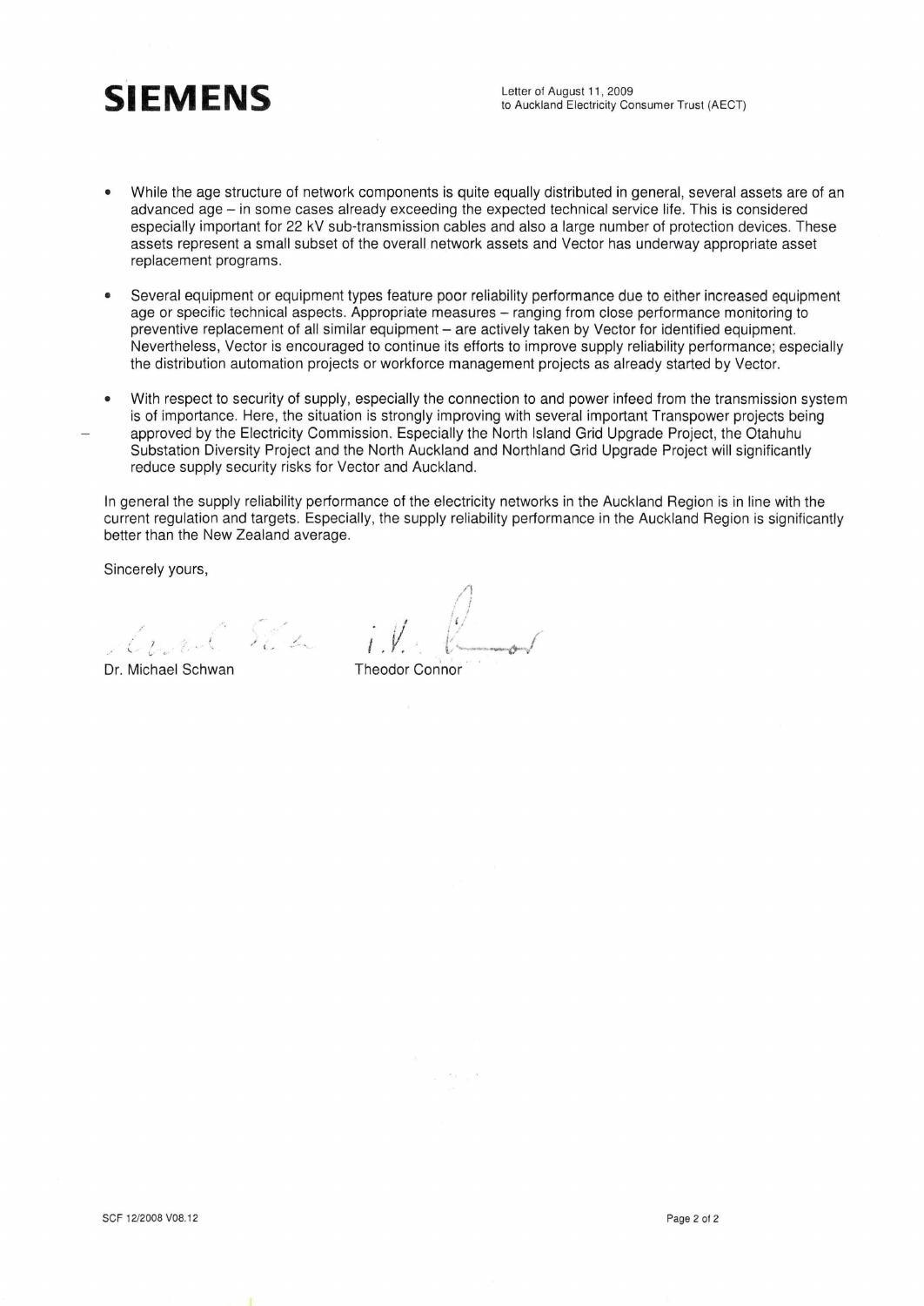- While the age structure of network components is quite equally distributed in general, several assets are of an advanced age – in some cases already exceeding the expected technical service life. This is considered especially important for 22 kV sub-transmission cables and also a large number of protection devices. These assets represent a small subset of the overall network assets and Vector has underway appropriate asset replacement programs.

- Several equipment or equipment types feature poor reliability performance due to either increased equipment age or specific technical aspects. Appropriate measures – ranging from close performance monitoring to preventive replacement of all similar equipment – are actively taken by Vector for identified equipment. Nevertheless, Vector is encouraged to continue its efforts to improve supply reliability performance; especially the distribution automation projects or workforce management projects as already started by Vector.

- With respect to security of supply, especially the connection to and power infeed from the transmission system is of importance. Here, the situation is strongly improving with several important Transpower projects being approved by the Electricity Commission. Especially the North Island Grid Upgrade Project, the Otahuhu Substation Diversity Project and the North Auckland and Northland Grid Upgrade Project will significantly reduce supply security risks for Vector and Auckland.

In general the supply reliability performance of the electricity networks in the Auckland Region is in line with the current regulation and targets. Especially, the supply reliability performance in the Auckland Region is significantly better than the New Zealand average.

Sincerely yours,

Dr. Michael Schwan

Theodor Connor

SCF 12/2008 V08.12